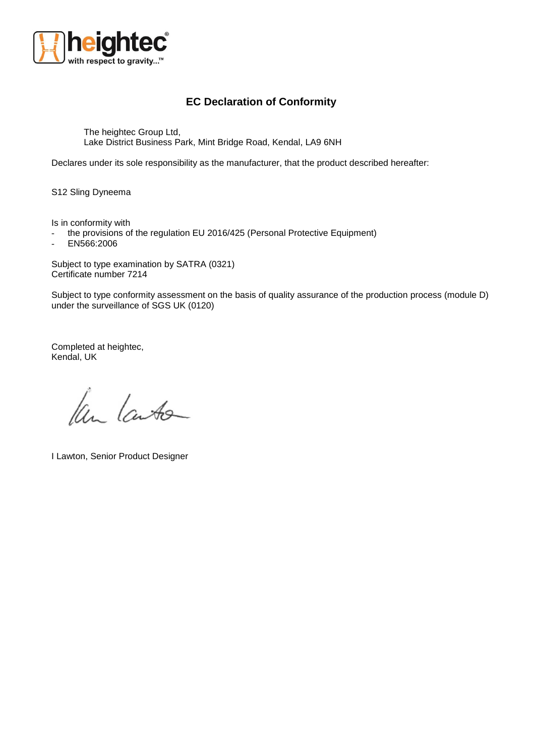## EC Declaration of Conformity

The heightec Group Ltd,
Lake District Business Park, Mint Bridge Road, Kendal, LA9 6NH

Declares under its sole responsibility as the manufacturer, that the product described hereafter:

S12 Sling Dyneema

Is in conformity with

- the provisions of the regulation EU 2016/425 (Personal Protective Equipment)
- EN566:2006

Subject to type examination by SATRA (0321)
Certificate number 7214

Subject to type conformity assessment on the basis of quality assurance of the production process (module D) under the surveillance of SGS UK (0120)

Completed at heightec,
Kendal, UK

I Lawton, Senior Product Designer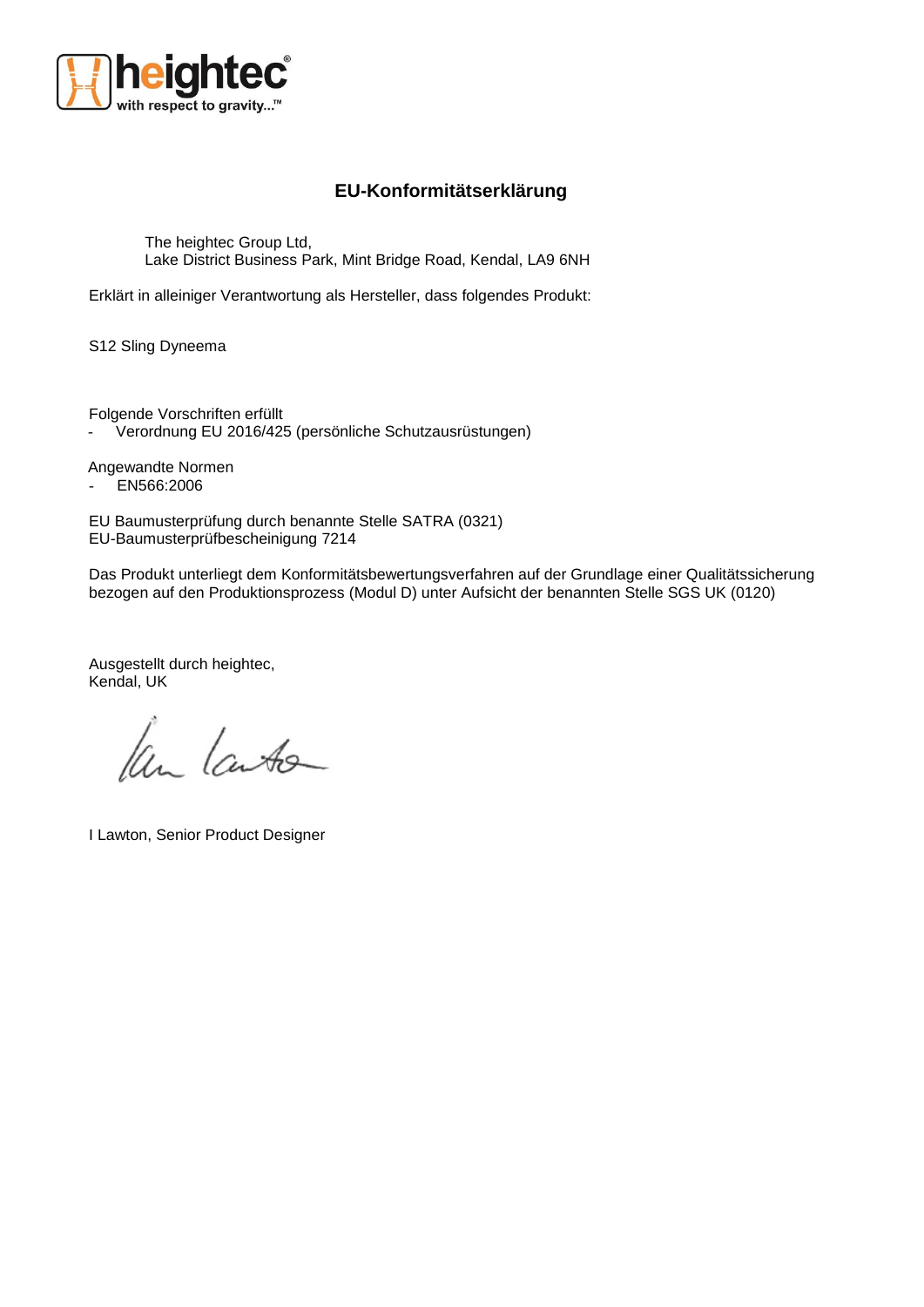## EU-Konformitätserklärung

The heightec Group Ltd,
Lake District Business Park, Mint Bridge Road, Kendal, LA9 6NH

Erklärt in alleiniger Verantwortung als Hersteller, dass folgendes Produkt:

S12 Sling Dyneema

Folgende Vorschriften erfüllt
- Verordnung EU 2016/425 (persönliche Schutzausrüstungen)

Angewandte Normen
- EN566:2006

EU Baumusterprüfung durch benannte Stelle SATRA (0321)
EU-Baumusterprüfbescheinigung 7214

Das Produkt unterliegt dem Konformitätsbewertungsverfahren auf der Grundlage einer Qualitätssicherung bezogen auf den Produktionsprozess (Modul D) unter Aufsicht der benannten Stelle SGS UK (0120)

Ausgestellt durch heightec,
Kendal, UK

I Lawton, Senior Product Designer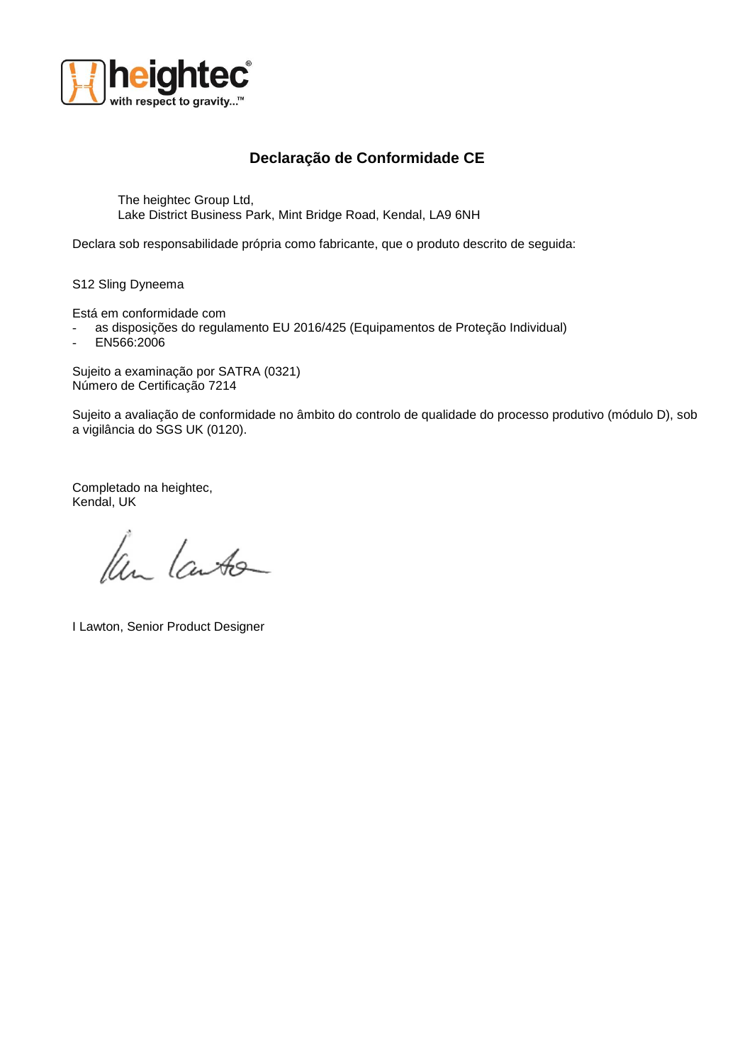# Declaração de Conformidade CE

The heightec Group Ltd,
Lake District Business Park, Mint Bridge Road, Kendal, LA9 6NH

Declara sob responsabilidade própria como fabricante, que o produto descrito de seguida:

S12 Sling Dyneema

Está em conformidade com
- as disposições do regulamento EU 2016/425 (Equipamentos de Proteção Individual)
- EN566:2006

Sujeito a examinação por SATRA (0321)
Número de Certificação 7214

Sujeito a avaliação de conformidade no âmbito do controlo de qualidade do processo produtivo (módulo D), sob a vigilância do SGS UK (0120).

Completado na heightec,
Kendal, UK

I Lawton, Senior Product Designer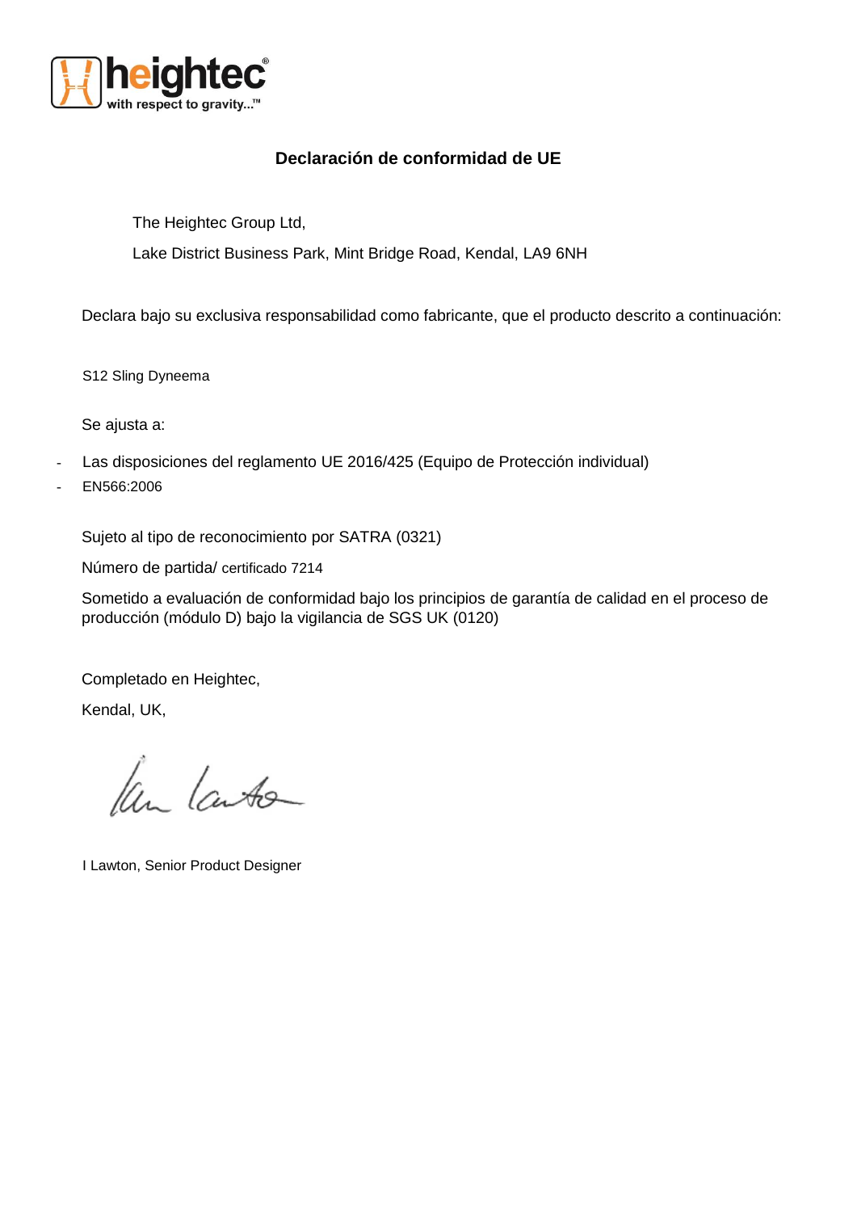heightec®
with respect to gravity...™

## Declaración de conformidad de UE

The Heightec Group Ltd,

Lake District Business Park, Mint Bridge Road, Kendal, LA9 6NH

Declara bajo su exclusiva responsabilidad como fabricante, que el producto descrito a continuación:

S12 Sling Dyneema

Se ajusta a:

- Las disposiciones del reglamento UE 2016/425 (Equipo de Protección individual)
- EN566:2006

Sujeto al tipo de reconocimiento por SATRA (0321)

Número de partida/ certificado 7214

Sometido a evaluación de conformidad bajo los principios de garantía de calidad en el proceso de producción (módulo D) bajo la vigilancia de SGS UK (0120)

Completado en Heightec,

Kendal, UK,

I Lawton, Senior Product Designer